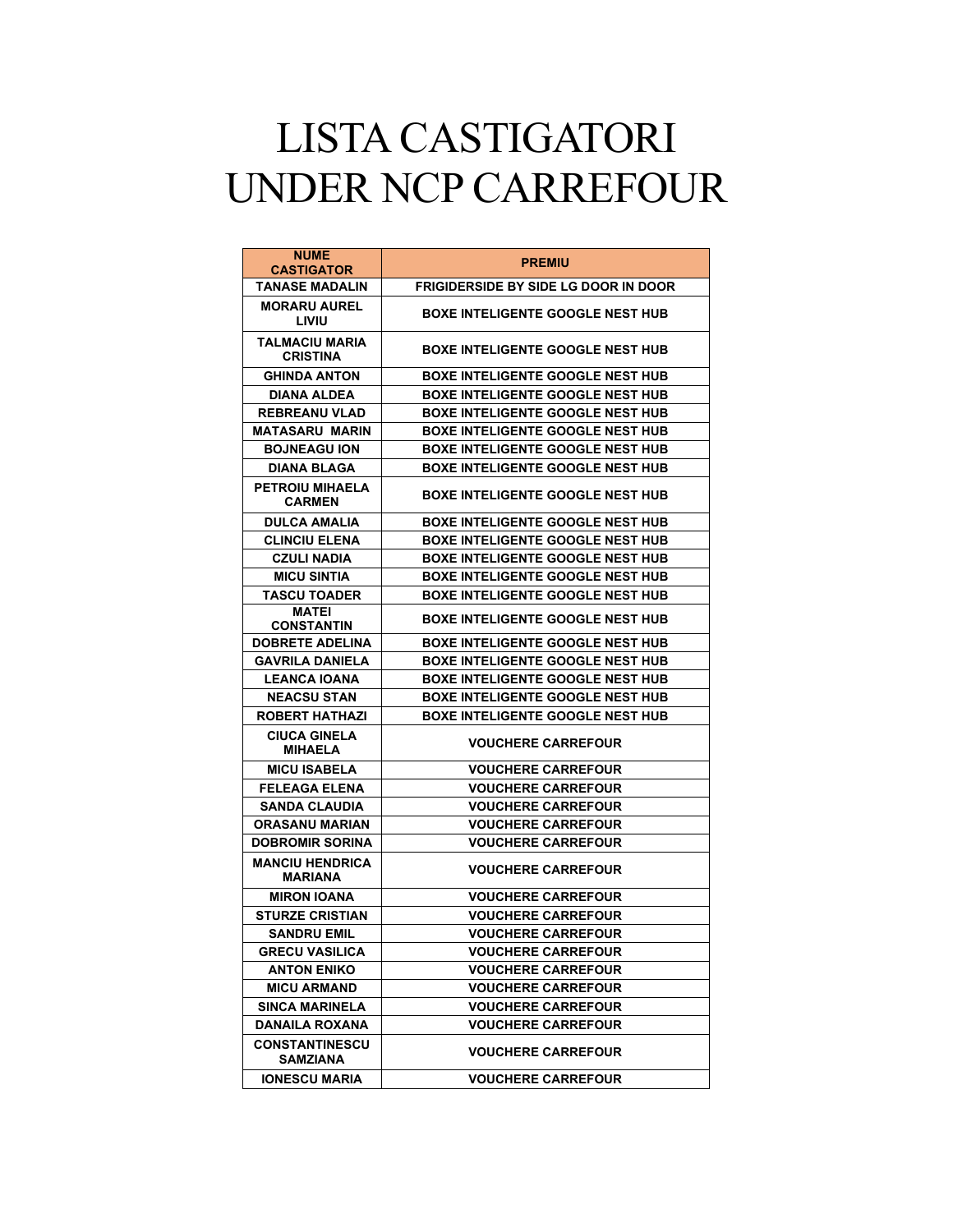# LISTA CASTIGATORI UNDER NCP CARREFOUR

| NUME CASTIGATOR | PREMIU |
|---|---|
| TANASE MADALIN | FRIGIDERSIDE BY SIDE LG DOOR IN DOOR |
| MORARU AUREL LIVIU | BOXE INTELIGENTE GOOGLE NEST HUB |
| TALMACIU MARIA CRISTINA | BOXE INTELIGENTE GOOGLE NEST HUB |
| GHINDA ANTON | BOXE INTELIGENTE GOOGLE NEST HUB |
| DIANA ALDEA | BOXE INTELIGENTE GOOGLE NEST HUB |
| REBREANU VLAD | BOXE INTELIGENTE GOOGLE NEST HUB |
| MATASARU MARIN | BOXE INTELIGENTE GOOGLE NEST HUB |
| BOJNEAGU ION | BOXE INTELIGENTE GOOGLE NEST HUB |
| DIANA BLAGA | BOXE INTELIGENTE GOOGLE NEST HUB |
| PETROIU MIHAELA CARMEN | BOXE INTELIGENTE GOOGLE NEST HUB |
| DULCA AMALIA | BOXE INTELIGENTE GOOGLE NEST HUB |
| CLINCIU ELENA | BOXE INTELIGENTE GOOGLE NEST HUB |
| CZULI NADIA | BOXE INTELIGENTE GOOGLE NEST HUB |
| MICU SINTIA | BOXE INTELIGENTE GOOGLE NEST HUB |
| TASCU TOADER | BOXE INTELIGENTE GOOGLE NEST HUB |
| MATEI CONSTANTIN | BOXE INTELIGENTE GOOGLE NEST HUB |
| DOBRETE ADELINA | BOXE INTELIGENTE GOOGLE NEST HUB |
| GAVRILA DANIELA | BOXE INTELIGENTE GOOGLE NEST HUB |
| LEANCA IOANA | BOXE INTELIGENTE GOOGLE NEST HUB |
| NEACSU STAN | BOXE INTELIGENTE GOOGLE NEST HUB |
| ROBERT HATHAZI | BOXE INTELIGENTE GOOGLE NEST HUB |
| CIUCA GINELA MIHAELA | VOUCHERE CARREFOUR |
| MICU ISABELA | VOUCHERE CARREFOUR |
| FELEAGA ELENA | VOUCHERE CARREFOUR |
| SANDA CLAUDIA | VOUCHERE CARREFOUR |
| ORASANU MARIAN | VOUCHERE CARREFOUR |
| DOBROMIR SORINA | VOUCHERE CARREFOUR |
| MANCIU HENDRICA MARIANA | VOUCHERE CARREFOUR |
| MIRON IOANA | VOUCHERE CARREFOUR |
| STURZE CRISTIAN | VOUCHERE CARREFOUR |
| SANDRU EMIL | VOUCHERE CARREFOUR |
| GRECU VASILICA | VOUCHERE CARREFOUR |
| ANTON ENIKO | VOUCHERE CARREFOUR |
| MICU ARMAND | VOUCHERE CARREFOUR |
| SINCA MARINELA | VOUCHERE CARREFOUR |
| DANAILA ROXANA | VOUCHERE CARREFOUR |
| CONSTANTINESCU SAMZIANA | VOUCHERE CARREFOUR |
| IONESCU MARIA | VOUCHERE CARREFOUR |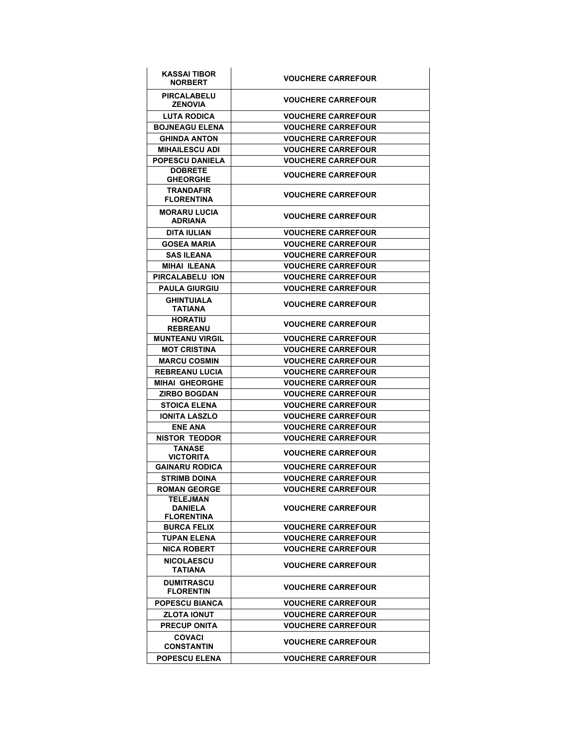| KASSAI TIBOR NORBERT | VOUCHERE CARREFOUR |
|---|---|
| PIRCALABELU ZENOVIA | VOUCHERE CARREFOUR |
| LUTA RODICA | VOUCHERE CARREFOUR |
| BOJNEAGU ELENA | VOUCHERE CARREFOUR |
| GHINDA ANTON | VOUCHERE CARREFOUR |
| MIHAILESCU ADI | VOUCHERE CARREFOUR |
| POPESCU DANIELA | VOUCHERE CARREFOUR |
| DOBRETE GHEORGHE | VOUCHERE CARREFOUR |
| TRANDAFIR FLORENTINA | VOUCHERE CARREFOUR |
| MORARU LUCIA ADRIANA | VOUCHERE CARREFOUR |
| DITA IULIAN | VOUCHERE CARREFOUR |
| GOSEA MARIA | VOUCHERE CARREFOUR |
| SAS ILEANA | VOUCHERE CARREFOUR |
| MIHAI ILEANA | VOUCHERE CARREFOUR |
| PIRCALABELU ION | VOUCHERE CARREFOUR |
| PAULA GIURGIU | VOUCHERE CARREFOUR |
| GHINTUIALA TATIANA | VOUCHERE CARREFOUR |
| HORATIU REBREANU | VOUCHERE CARREFOUR |
| MUNTEANU VIRGIL | VOUCHERE CARREFOUR |
| MOT CRISTINA | VOUCHERE CARREFOUR |
| MARCU COSMIN | VOUCHERE CARREFOUR |
| REBREANU LUCIA | VOUCHERE CARREFOUR |
| MIHAI GHEORGHE | VOUCHERE CARREFOUR |
| ZIRBO BOGDAN | VOUCHERE CARREFOUR |
| STOICA ELENA | VOUCHERE CARREFOUR |
| IONITA LASZLO | VOUCHERE CARREFOUR |
| ENE ANA | VOUCHERE CARREFOUR |
| NISTOR TEODOR | VOUCHERE CARREFOUR |
| TANASE VICTORITA | VOUCHERE CARREFOUR |
| GAINARU RODICA | VOUCHERE CARREFOUR |
| STRIMB DOINA | VOUCHERE CARREFOUR |
| ROMAN GEORGE | VOUCHERE CARREFOUR |
| TELEJMAN DANIELA FLORENTINA | VOUCHERE CARREFOUR |
| BURCA FELIX | VOUCHERE CARREFOUR |
| TUPAN ELENA | VOUCHERE CARREFOUR |
| NICA ROBERT | VOUCHERE CARREFOUR |
| NICOLAESCU TATIANA | VOUCHERE CARREFOUR |
| DUMITRASCU FLORENTIN | VOUCHERE CARREFOUR |
| POPESCU BIANCA | VOUCHERE CARREFOUR |
| ZLOTA IONUT | VOUCHERE CARREFOUR |
| PRECUP ONITA | VOUCHERE CARREFOUR |
| COVACI CONSTANTIN | VOUCHERE CARREFOUR |
| POPESCU ELENA | VOUCHERE CARREFOUR |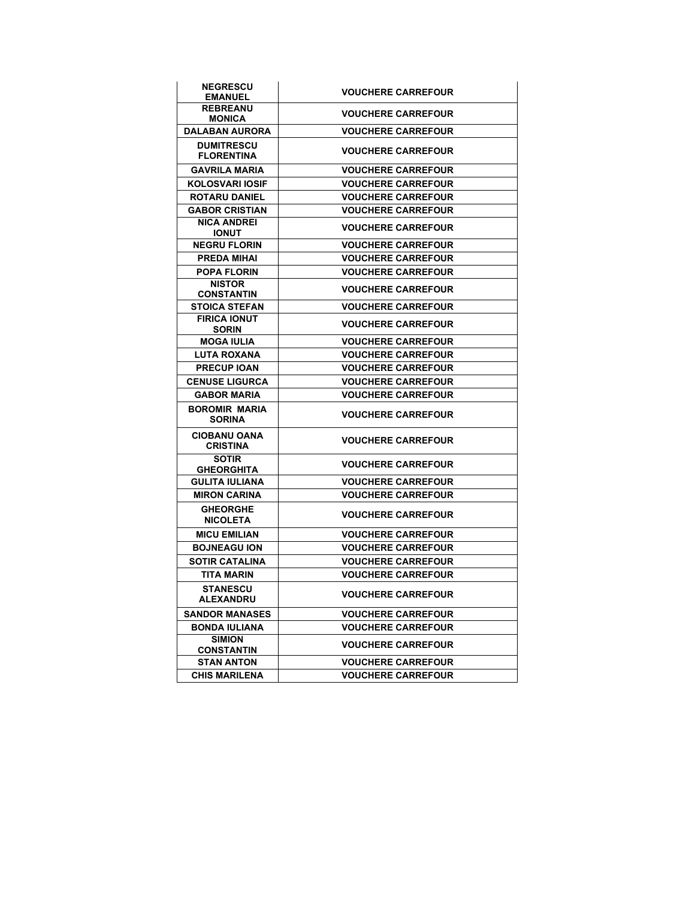| | |
|---|---|
| **NEGRESCU EMANUEL** | **VOUCHERE CARREFOUR** |
| **REBREANU MONICA** | **VOUCHERE CARREFOUR** |
| **DALABAN AURORA** | **VOUCHERE CARREFOUR** |
| **DUMITRESCU FLORENTINA** | **VOUCHERE CARREFOUR** |
| **GAVRILA MARIA** | **VOUCHERE CARREFOUR** |
| **KOLOSVARI IOSIF** | **VOUCHERE CARREFOUR** |
| **ROTARU DANIEL** | **VOUCHERE CARREFOUR** |
| **GABOR CRISTIAN** | **VOUCHERE CARREFOUR** |
| **NICA ANDREI IONUT** | **VOUCHERE CARREFOUR** |
| **NEGRU FLORIN** | **VOUCHERE CARREFOUR** |
| **PREDA MIHAI** | **VOUCHERE CARREFOUR** |
| **POPA FLORIN** | **VOUCHERE CARREFOUR** |
| **NISTOR CONSTANTIN** | **VOUCHERE CARREFOUR** |
| **STOICA STEFAN** | **VOUCHERE CARREFOUR** |
| **FIRICA IONUT SORIN** | **VOUCHERE CARREFOUR** |
| **MOGA IULIA** | **VOUCHERE CARREFOUR** |
| **LUTA ROXANA** | **VOUCHERE CARREFOUR** |
| **PRECUP IOAN** | **VOUCHERE CARREFOUR** |
| **CENUSE LIGURCA** | **VOUCHERE CARREFOUR** |
| **GABOR MARIA** | **VOUCHERE CARREFOUR** |
| **BOROMIR MARIA SORINA** | **VOUCHERE CARREFOUR** |
| **CIOBANU OANA CRISTINA** | **VOUCHERE CARREFOUR** |
| **SOTIR GHEORGHITA** | **VOUCHERE CARREFOUR** |
| **GULITA IULIANA** | **VOUCHERE CARREFOUR** |
| **MIRON CARINA** | **VOUCHERE CARREFOUR** |
| **GHEORGHE NICOLETA** | **VOUCHERE CARREFOUR** |
| **MICU EMILIAN** | **VOUCHERE CARREFOUR** |
| **BOJNEAGU ION** | **VOUCHERE CARREFOUR** |
| **SOTIR CATALINA** | **VOUCHERE CARREFOUR** |
| **TITA MARIN** | **VOUCHERE CARREFOUR** |
| **STANESCU ALEXANDRU** | **VOUCHERE CARREFOUR** |
| **SANDOR MANASES** | **VOUCHERE CARREFOUR** |
| **BONDA IULIANA** | **VOUCHERE CARREFOUR** |
| **SIMION CONSTANTIN** | **VOUCHERE CARREFOUR** |
| **STAN ANTON** | **VOUCHERE CARREFOUR** |
| **CHIS MARILENA** | **VOUCHERE CARREFOUR** |